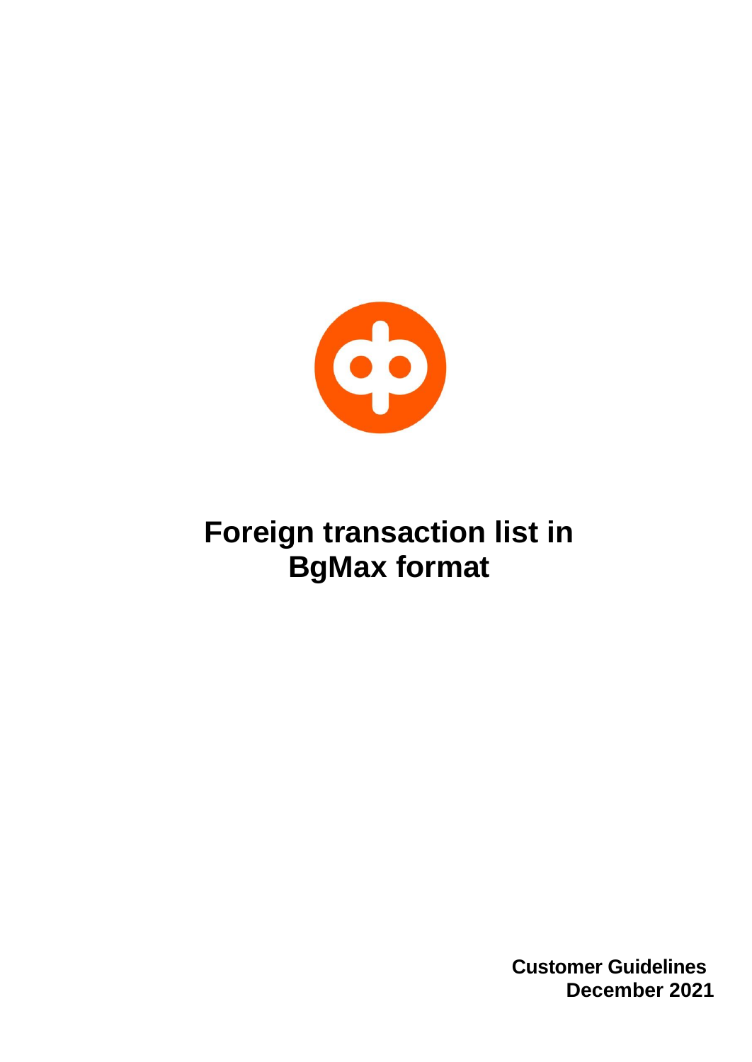# Foreign transaction list in BgMax format

**Customer Guidelines**
**December 2021**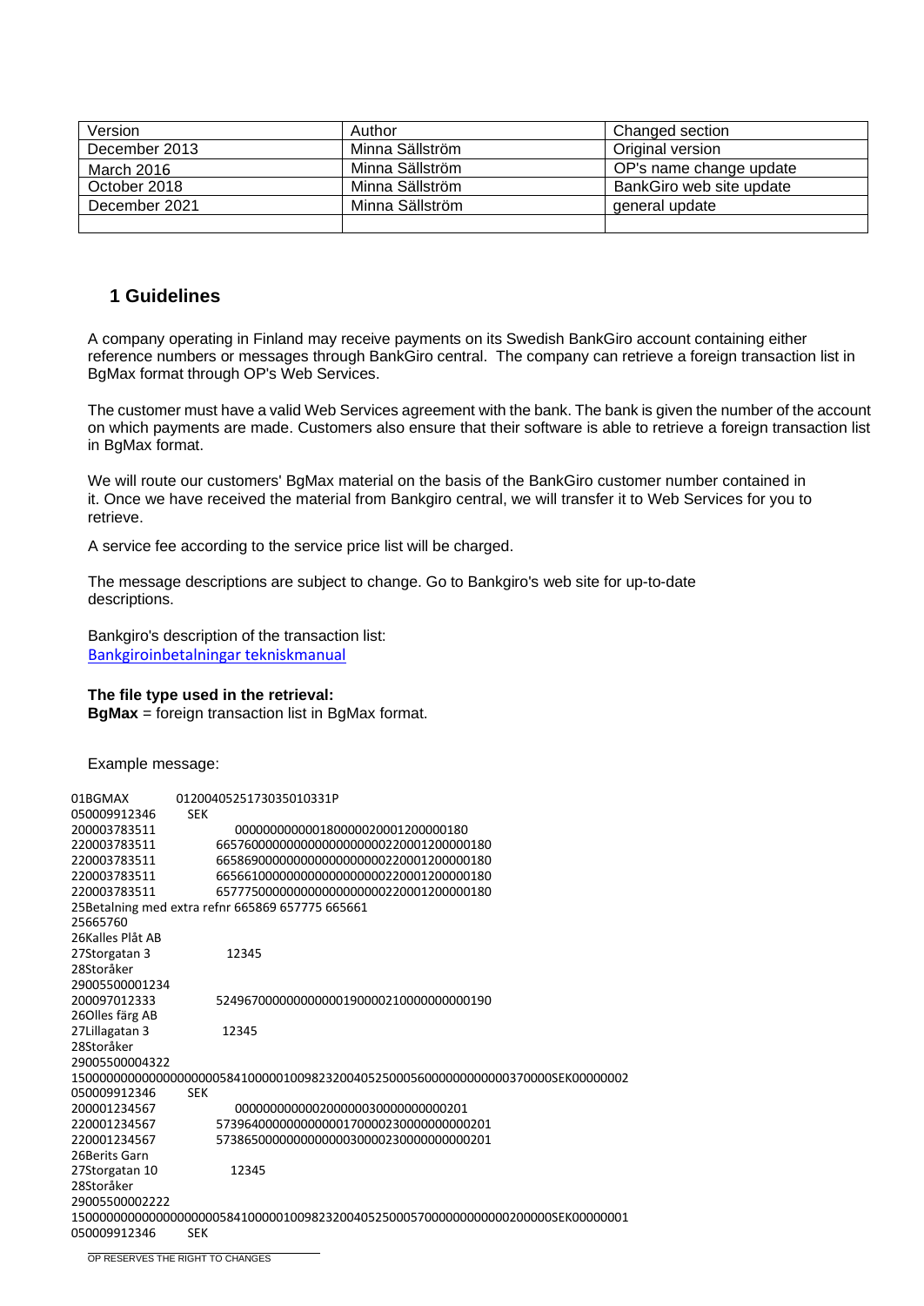| Version | Author | Changed section |
| --- | --- | --- |
| December 2013 | Minna Sällström | Original version |
| March 2016 | Minna Sällström | OP's name change update |
| October 2018 | Minna Sällström | BankGiro web site update |
| December 2021 | Minna Sällström | general update |
| | | |

## 1 Guidelines

A company operating in Finland may receive payments on its Swedish BankGiro account containing either reference numbers or messages through BankGiro central. The company can retrieve a foreign transaction list in BgMax format through OP's Web Services.

The customer must have a valid Web Services agreement with the bank. The bank is given the number of the account on which payments are made. Customers also ensure that their software is able to retrieve a foreign transaction list in BgMax format.

We will route our customers' BgMax material on the basis of the BankGiro customer number contained in it. Once we have received the material from Bankgiro central, we will transfer it to Web Services for you to retrieve.

A service fee according to the service price list will be charged.

The message descriptions are subject to change. Go to Bankgiro's web site for up-to-date descriptions.

Bankgiro's description of the transaction list:
Bankgiroinbetalningar tekniskmanual

**The file type used in the retrieval:**
**BgMax** = foreign transaction list in BgMax format.

Example message:

```
01BGMAX           0120040525173035010331P
050009912346      SEK
200003783511           00000000000018000002000120000018​0
220003783511           66576000000000000000000220001200000180
220003783511           66586900000000000000000220001200000180
220003783511           66566100000000000000000220001200000180
220003783511           65777500000000000000000220001200000180
25Betalning med extra refnr 665869 657775 665661
25665760
26Kalles Plåt AB
27Storgatan 3           12345
28Storåker
29005500001234
200097012333           52496700000000000000190000210000000000190
26Olles färg AB
27Lillagatan 3          12345
28Storåker
29005500004322
15000000000000000000058410000010098232004052500056000000000000370000SEK00000002
050009912346      SEK
200001234567           00000000000020000003000000000201
220001234567           57396400000000000000170000230000000000201
220001234567           57386500000000000000030000230000000000201
26Berits Garn
27Storgatan 10          12345
28Storåker
29005500002222
15000000000000000000058410000010098232004052500057000000000000200000SEK00000001
050009912346      SEK
```

OP RESERVES THE RIGHT TO CHANGES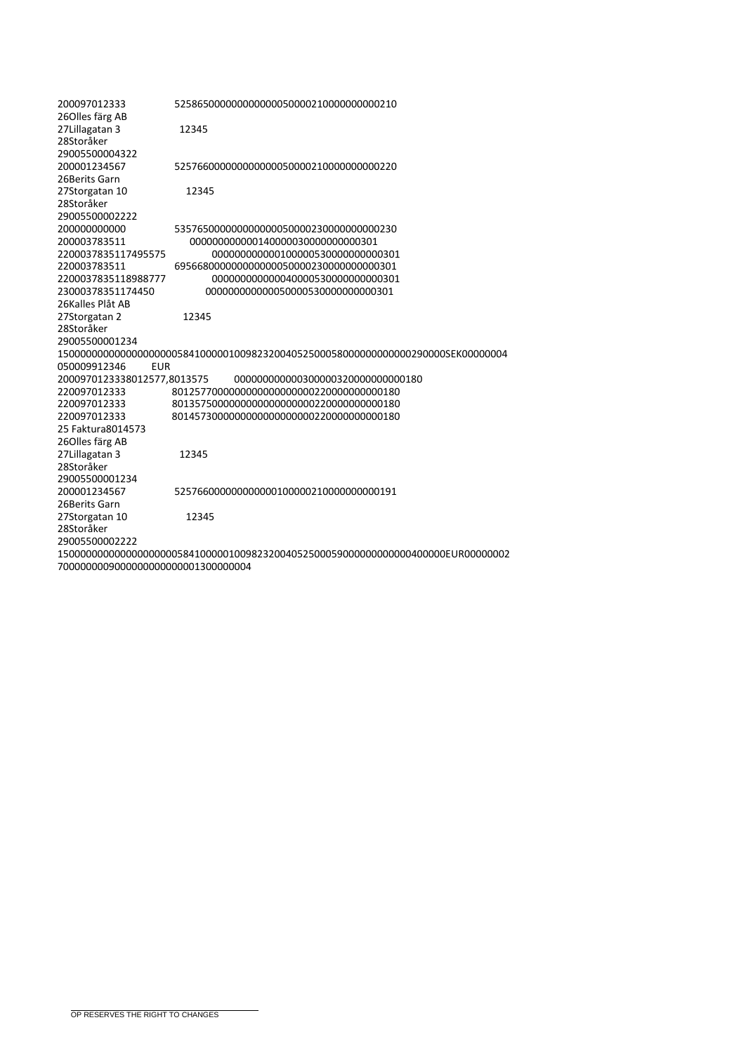```
200097012333          525865000000000000005000021000000000210
26Olles färg AB
27Lillagatan 3          12345
28Storåker
29005500004322
200001234567          525766000000000000005000021000000000220
26Berits Garn
27Storgatan 10          12345
28Storåker
29005500002222
200000000000          535765000000000000005000023000000000230
200003783511             00000000000140000300000000000301
2200037835117495575         00000000000010000530000000000301
220003783511          695668000000000000005000023000000000301
2200037835118988777         00000000000004000053000000000301
23000378351174450          0000000000000500005300000000000301
26Kalles Plåt AB
27Storgatan 2          12345
28Storåker
29005500001234
150000000000000000000584100000100982320040525000580000000000000290000SEK00000004
050009912346     EUR
2000970123338012577,8013575     00000000000030000032000000000180
220097012333          801257700000000000000000220000000000180
220097012333          801357500000000000000000220000000000180
220097012333          801457300000000000000000220000000000180
25 Faktura8014573
26Olles färg AB
27Lillagatan 3          12345
28Storåker
29005500001234
200001234567          525766000000000000001000002100000000000191
26Berits Garn
27Storgatan 10          12345
28Storåker
29005500002222
150000000000000000000584100000100982320040525000590000000000000400000EUR00000002
70000000090000000000000001300000004
```